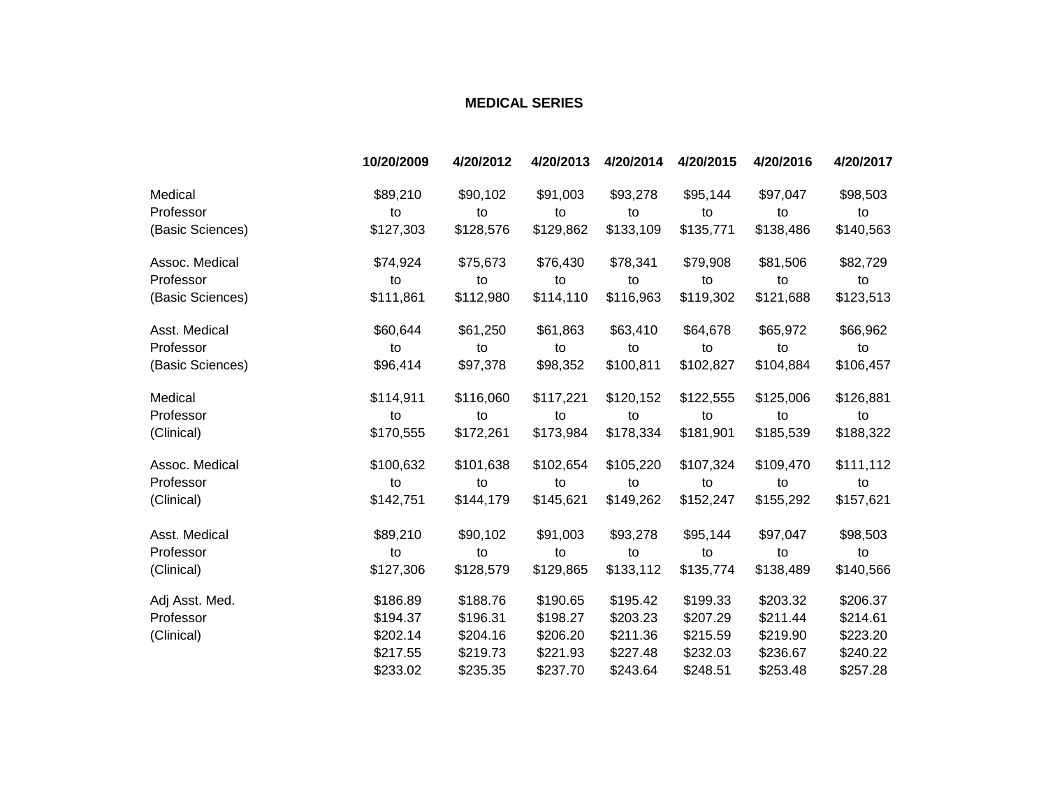## MEDICAL SERIES

| | 10/20/2009 | 4/20/2012 | 4/20/2013 | 4/20/2014 | 4/20/2015 | 4/20/2016 | 4/20/2017 |
|---|---|---|---|---|---|---|---|
| Medical Professor (Basic Sciences) | $89,210 to $127,303 | $90,102 to $128,576 | $91,003 to $129,862 | $93,278 to $133,109 | $95,144 to $135,771 | $97,047 to $138,486 | $98,503 to $140,563 |
| Assoc. Medical Professor (Basic Sciences) | $74,924 to $111,861 | $75,673 to $112,980 | $76,430 to $114,110 | $78,341 to $116,963 | $79,908 to $119,302 | $81,506 to $121,688 | $82,729 to $123,513 |
| Asst. Medical Professor (Basic Sciences) | $60,644 to $96,414 | $61,250 to $97,378 | $61,863 to $98,352 | $63,410 to $100,811 | $64,678 to $102,827 | $65,972 to $104,884 | $66,962 to $106,457 |
| Medical Professor (Clinical) | $114,911 to $170,555 | $116,060 to $172,261 | $117,221 to $173,984 | $120,152 to $178,334 | $122,555 to $181,901 | $125,006 to $185,539 | $126,881 to $188,322 |
| Assoc. Medical Professor (Clinical) | $100,632 to $142,751 | $101,638 to $144,179 | $102,654 to $145,621 | $105,220 to $149,262 | $107,324 to $152,247 | $109,470 to $155,292 | $111,112 to $157,621 |
| Asst. Medical Professor (Clinical) | $89,210 to $127,306 | $90,102 to $128,579 | $91,003 to $129,865 | $93,278 to $133,112 | $95,144 to $135,774 | $97,047 to $138,489 | $98,503 to $140,566 |
| Adj Asst. Med. Professor (Clinical) | $186.89 | $188.76 | $190.65 | $195.42 | $199.33 | $203.32 | $206.37 |
| | $194.37 | $196.31 | $198.27 | $203.23 | $207.29 | $211.44 | $214.61 |
| | $202.14 | $204.16 | $206.20 | $211.36 | $215.59 | $219.90 | $223.20 |
| | $217.55 | $219.73 | $221.93 | $227.48 | $232.03 | $236.67 | $240.22 |
| | $233.02 | $235.35 | $237.70 | $243.64 | $248.51 | $253.48 | $257.28 |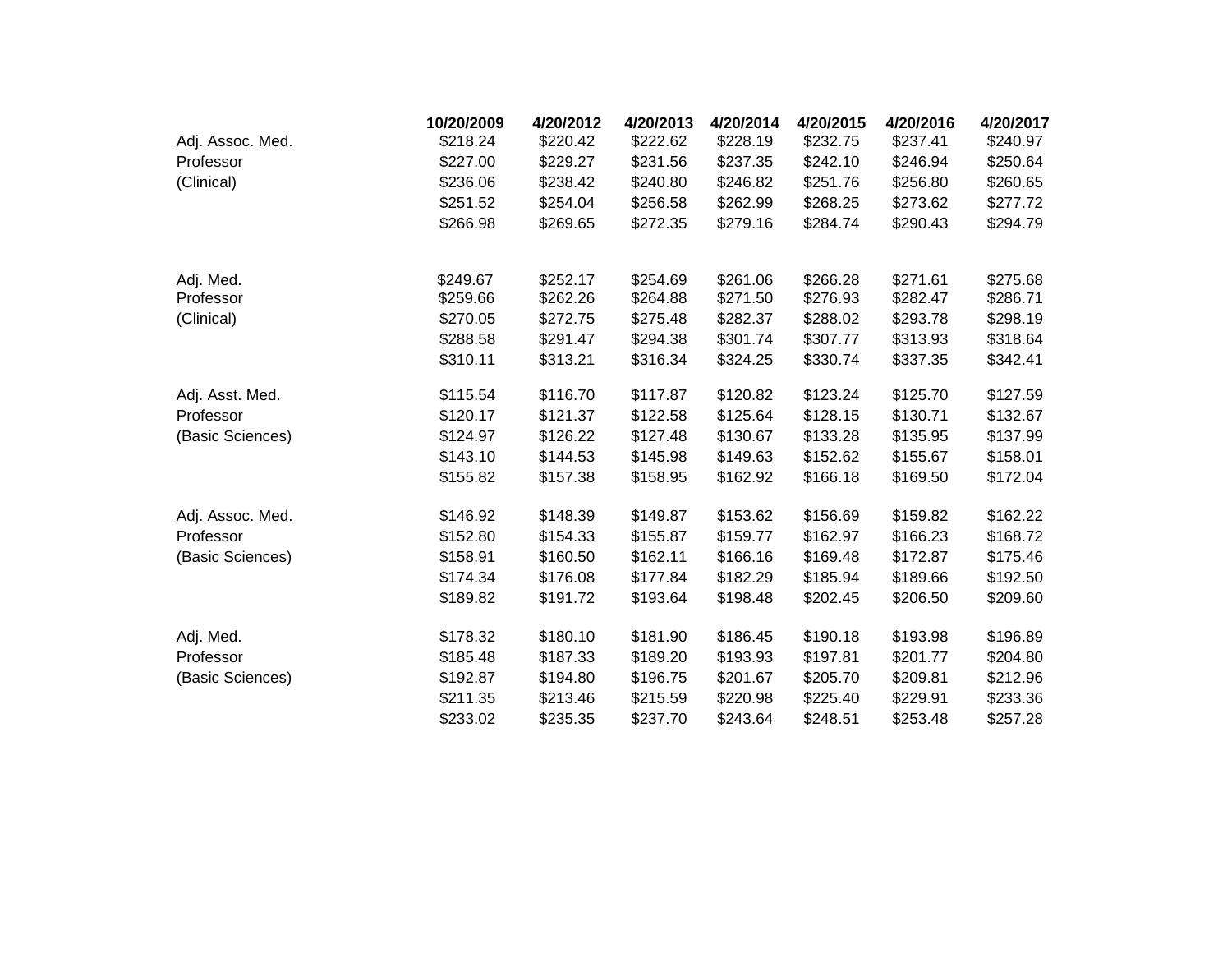| | 10/20/2009 | 4/20/2012 | 4/20/2013 | 4/20/2014 | 4/20/2015 | 4/20/2016 | 4/20/2017 |
|---|---|---|---|---|---|---|---|
| Adj. Assoc. Med. | $218.24 | $220.42 | $222.62 | $228.19 | $232.75 | $237.41 | $240.97 |
| Professor | $227.00 | $229.27 | $231.56 | $237.35 | $242.10 | $246.94 | $250.64 |
| (Clinical) | $236.06 | $238.42 | $240.80 | $246.82 | $251.76 | $256.80 | $260.65 |
| | $251.52 | $254.04 | $256.58 | $262.99 | $268.25 | $273.62 | $277.72 |
| | $266.98 | $269.65 | $272.35 | $279.16 | $284.74 | $290.43 | $294.79 |
| | | | | | | | |
| Adj. Med. | $249.67 | $252.17 | $254.69 | $261.06 | $266.28 | $271.61 | $275.68 |
| Professor | $259.66 | $262.26 | $264.88 | $271.50 | $276.93 | $282.47 | $286.71 |
| (Clinical) | $270.05 | $272.75 | $275.48 | $282.37 | $288.02 | $293.78 | $298.19 |
| | $288.58 | $291.47 | $294.38 | $301.74 | $307.77 | $313.93 | $318.64 |
| | $310.11 | $313.21 | $316.34 | $324.25 | $330.74 | $337.35 | $342.41 |
| | | | | | | | |
| Adj. Asst. Med. | $115.54 | $116.70 | $117.87 | $120.82 | $123.24 | $125.70 | $127.59 |
| Professor | $120.17 | $121.37 | $122.58 | $125.64 | $128.15 | $130.71 | $132.67 |
| (Basic Sciences) | $124.97 | $126.22 | $127.48 | $130.67 | $133.28 | $135.95 | $137.99 |
| | $143.10 | $144.53 | $145.98 | $149.63 | $152.62 | $155.67 | $158.01 |
| | $155.82 | $157.38 | $158.95 | $162.92 | $166.18 | $169.50 | $172.04 |
| | | | | | | | |
| Adj. Assoc. Med. | $146.92 | $148.39 | $149.87 | $153.62 | $156.69 | $159.82 | $162.22 |
| Professor | $152.80 | $154.33 | $155.87 | $159.77 | $162.97 | $166.23 | $168.72 |
| (Basic Sciences) | $158.91 | $160.50 | $162.11 | $166.16 | $169.48 | $172.87 | $175.46 |
| | $174.34 | $176.08 | $177.84 | $182.29 | $185.94 | $189.66 | $192.50 |
| | $189.82 | $191.72 | $193.64 | $198.48 | $202.45 | $206.50 | $209.60 |
| | | | | | | | |
| Adj. Med. | $178.32 | $180.10 | $181.90 | $186.45 | $190.18 | $193.98 | $196.89 |
| Professor | $185.48 | $187.33 | $189.20 | $193.93 | $197.81 | $201.77 | $204.80 |
| (Basic Sciences) | $192.87 | $194.80 | $196.75 | $201.67 | $205.70 | $209.81 | $212.96 |
| | $211.35 | $213.46 | $215.59 | $220.98 | $225.40 | $229.91 | $233.36 |
| | $233.02 | $235.35 | $237.70 | $243.64 | $248.51 | $253.48 | $257.28 |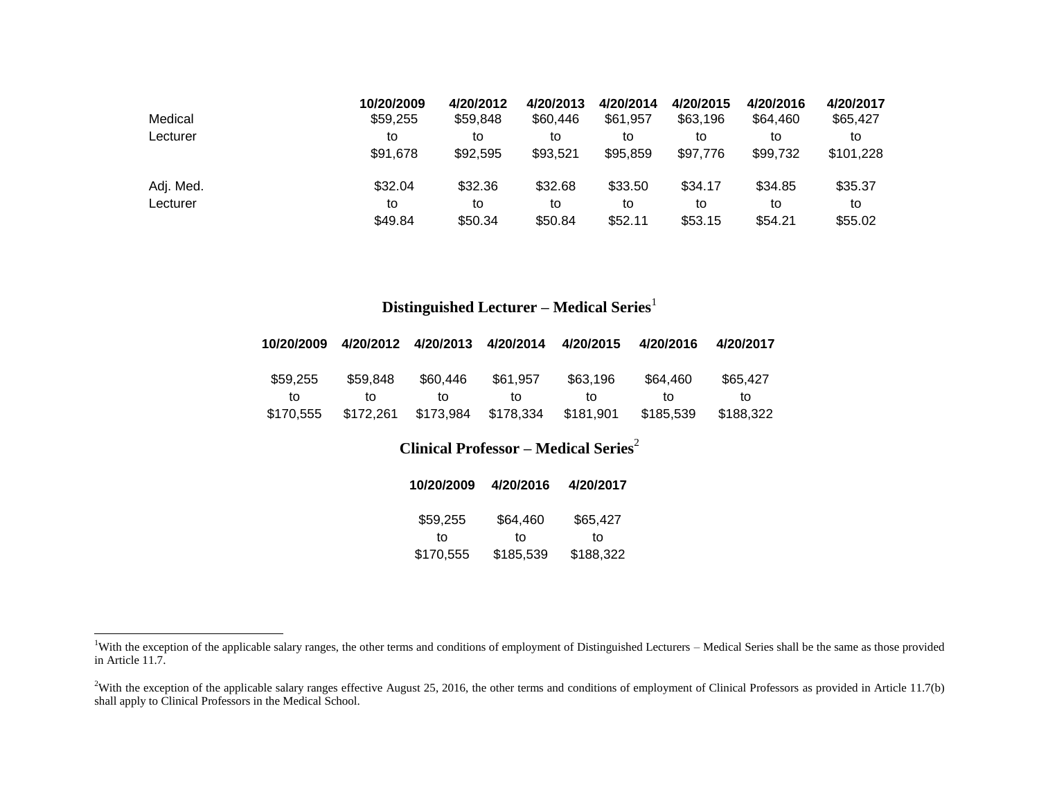| | 10/20/2009 | 4/20/2012 | 4/20/2013 | 4/20/2014 | 4/20/2015 | 4/20/2016 | 4/20/2017 |
|---|---|---|---|---|---|---|---|
| Medical Lecturer | $59,255 to $91,678 | $59,848 to $92,595 | $60,446 to $93,521 | $61,957 to $95,859 | $63,196 to $97,776 | $64,460 to $99,732 | $65,427 to $101,228 |
| Adj. Med. Lecturer | $32.04 to $49.84 | $32.36 to $50.34 | $32.68 to $50.84 | $33.50 to $52.11 | $34.17 to $53.15 | $34.85 to $54.21 | $35.37 to $55.02 |

**Distinguished Lecturer – Medical Series**[1]

| 10/20/2009 | 4/20/2012 | 4/20/2013 | 4/20/2014 | 4/20/2015 | 4/20/2016 | 4/20/2017 |
|---|---|---|---|---|---|---|
| $59,255 to $170,555 | $59,848 to $172,261 | $60,446 to $173,984 | $61,957 to $178,334 | $63,196 to $181,901 | $64,460 to $185,539 | $65,427 to $188,322 |

**Clinical Professor – Medical Series**[2]

| 10/20/2009 | 4/20/2016 | 4/20/2017 |
|---|---|---|
| $59,255 to $170,555 | $64,460 to $185,539 | $65,427 to $188,322 |

[1] With the exception of the applicable salary ranges, the other terms and conditions of employment of Distinguished Lecturers – Medical Series shall be the same as those provided in Article 11.7.

[2] With the exception of the applicable salary ranges effective August 25, 2016, the other terms and conditions of employment of Clinical Professors as provided in Article 11.7(b) shall apply to Clinical Professors in the Medical School.